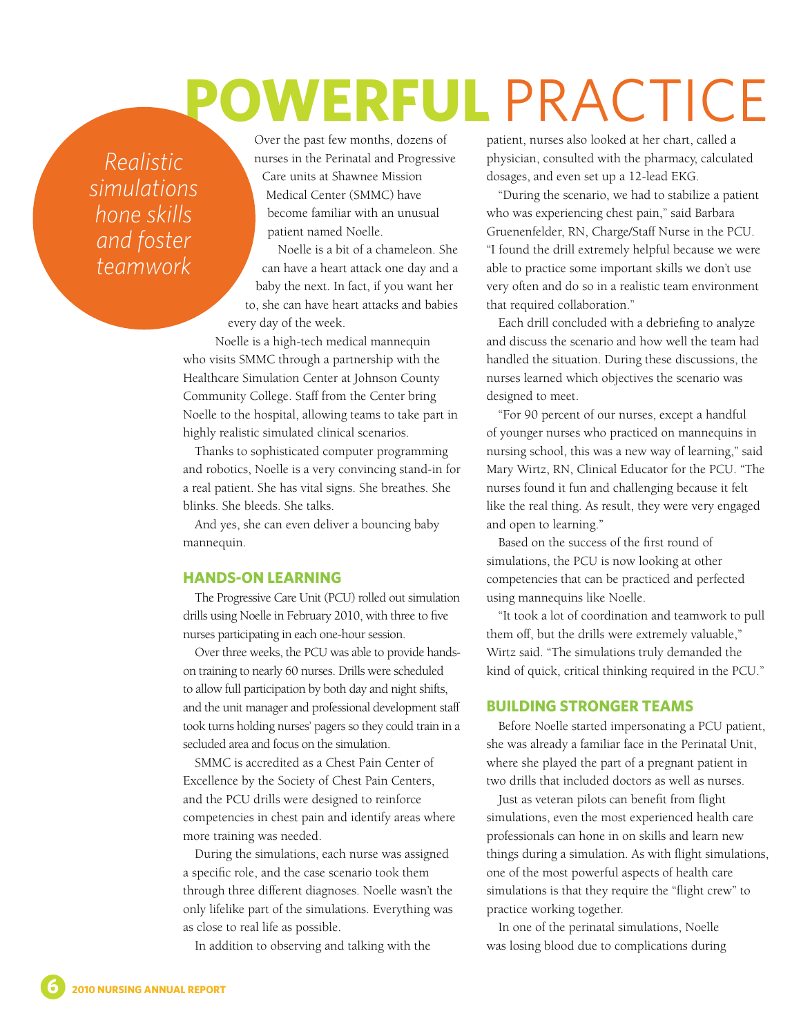# POWERFUL PRACTICE

*Realistic simulations hone skills and foster teamwork*

Over the past few months, dozens of nurses in the Perinatal and Progressive Care units at Shawnee Mission Medical Center (SMMC) have become familiar with an unusual patient named Noelle.

Noelle is a bit of a chameleon. She can have a heart attack one day and a baby the next. In fact, if you want her to, she can have heart attacks and babies every day of the week.

Noelle is a high-tech medical mannequin who visits SMMC through a partnership with the Healthcare Simulation Center at Johnson County Community College. Staff from the Center bring Noelle to the hospital, allowing teams to take part in highly realistic simulated clinical scenarios.

Thanks to sophisticated computer programming and robotics, Noelle is a very convincing stand-in for a real patient. She has vital signs. She breathes. She blinks. She bleeds. She talks.

And yes, she can even deliver a bouncing baby mannequin.

## HANDS-ON LEARNING

The Progressive Care Unit (PCU) rolled out simulation drills using Noelle in February 2010, with three to five nurses participating in each one-hour session.

Over three weeks, the PCU was able to provide hands-on training to nearly 60 nurses. Drills were scheduled to allow full participation by both day and night shifts, and the unit manager and professional development staff took turns holding nurses' pagers so they could train in a secluded area and focus on the simulation.

SMMC is accredited as a Chest Pain Center of Excellence by the Society of Chest Pain Centers, and the PCU drills were designed to reinforce competencies in chest pain and identify areas where more training was needed.

During the simulations, each nurse was assigned a specific role, and the case scenario took them through three different diagnoses. Noelle wasn't the only lifelike part of the simulations. Everything was as close to real life as possible.

In addition to observing and talking with the patient, nurses also looked at her chart, called a physician, consulted with the pharmacy, calculated dosages, and even set up a 12-lead EKG.

"During the scenario, we had to stabilize a patient who was experiencing chest pain," said Barbara Gruenenfelder, RN, Charge/Staff Nurse in the PCU. "I found the drill extremely helpful because we were able to practice some important skills we don't use very often and do so in a realistic team environment that required collaboration."

Each drill concluded with a debriefing to analyze and discuss the scenario and how well the team had handled the situation. During these discussions, the nurses learned which objectives the scenario was designed to meet.

"For 90 percent of our nurses, except a handful of younger nurses who practiced on mannequins in nursing school, this was a new way of learning," said Mary Wirtz, RN, Clinical Educator for the PCU. "The nurses found it fun and challenging because it felt like the real thing. As result, they were very engaged and open to learning."

Based on the success of the first round of simulations, the PCU is now looking at other competencies that can be practiced and perfected using mannequins like Noelle.

"It took a lot of coordination and teamwork to pull them off, but the drills were extremely valuable," Wirtz said. "The simulations truly demanded the kind of quick, critical thinking required in the PCU."

## BUILDING STRONGER TEAMS

Before Noelle started impersonating a PCU patient, she was already a familiar face in the Perinatal Unit, where she played the part of a pregnant patient in two drills that included doctors as well as nurses.

Just as veteran pilots can benefit from flight simulations, even the most experienced health care professionals can hone in on skills and learn new things during a simulation. As with flight simulations, one of the most powerful aspects of health care simulations is that they require the "flight crew" to practice working together.

In one of the perinatal simulations, Noelle was losing blood due to complications during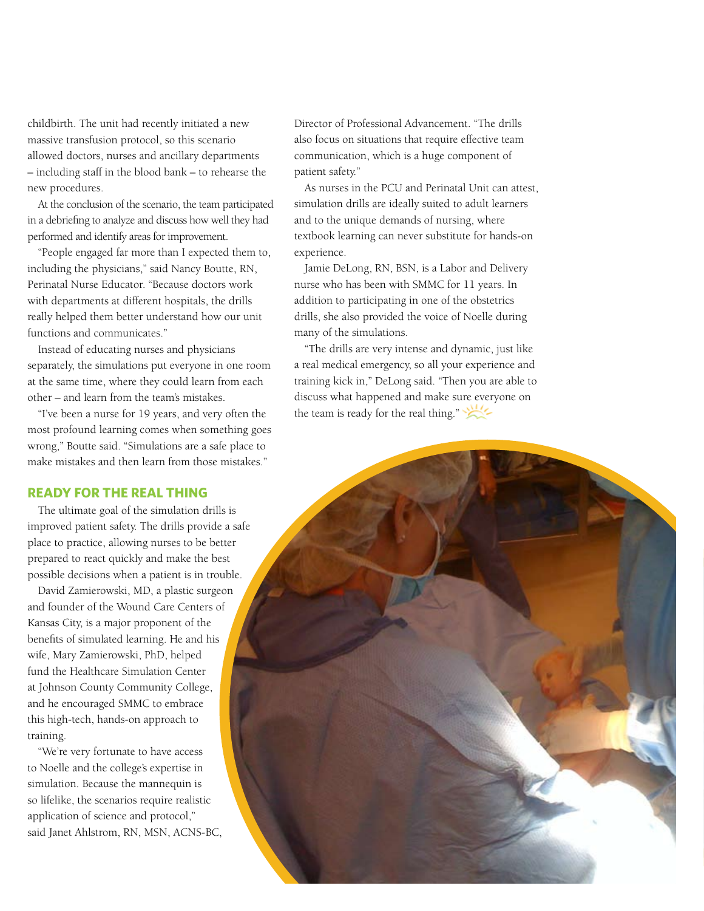childbirth. The unit had recently initiated a new massive transfusion protocol, so this scenario allowed doctors, nurses and ancillary departments – including staff in the blood bank – to rehearse the new procedures.

At the conclusion of the scenario, the team participated in a debriefing to analyze and discuss how well they had performed and identify areas for improvement.

"People engaged far more than I expected them to, including the physicians," said Nancy Boutte, RN, Perinatal Nurse Educator. "Because doctors work with departments at different hospitals, the drills really helped them better understand how our unit functions and communicates."

Instead of educating nurses and physicians separately, the simulations put everyone in one room at the same time, where they could learn from each other – and learn from the team's mistakes.

"I've been a nurse for 19 years, and very often the most profound learning comes when something goes wrong," Boutte said. "Simulations are a safe place to make mistakes and then learn from those mistakes."

## READY FOR THE REAL THING

The ultimate goal of the simulation drills is improved patient safety. The drills provide a safe place to practice, allowing nurses to be better prepared to react quickly and make the best possible decisions when a patient is in trouble.

David Zamierowski, MD, a plastic surgeon and founder of the Wound Care Centers of Kansas City, is a major proponent of the benefits of simulated learning. He and his wife, Mary Zamierowski, PhD, helped fund the Healthcare Simulation Center at Johnson County Community College, and he encouraged SMMC to embrace this high-tech, hands-on approach to training.

"We're very fortunate to have access to Noelle and the college's expertise in simulation. Because the mannequin is so lifelike, the scenarios require realistic application of science and protocol," said Janet Ahlstrom, RN, MSN, ACNS-BC, Director of Professional Advancement. "The drills also focus on situations that require effective team communication, which is a huge component of patient safety."

As nurses in the PCU and Perinatal Unit can attest, simulation drills are ideally suited to adult learners and to the unique demands of nursing, where textbook learning can never substitute for hands-on experience.

Jamie DeLong, RN, BSN, is a Labor and Delivery nurse who has been with SMMC for 11 years. In addition to participating in one of the obstetrics drills, she also provided the voice of Noelle during many of the simulations.

"The drills are very intense and dynamic, just like a real medical emergency, so all your experience and training kick in," DeLong said. "Then you are able to discuss what happened and make sure everyone on the team is ready for the real thing."